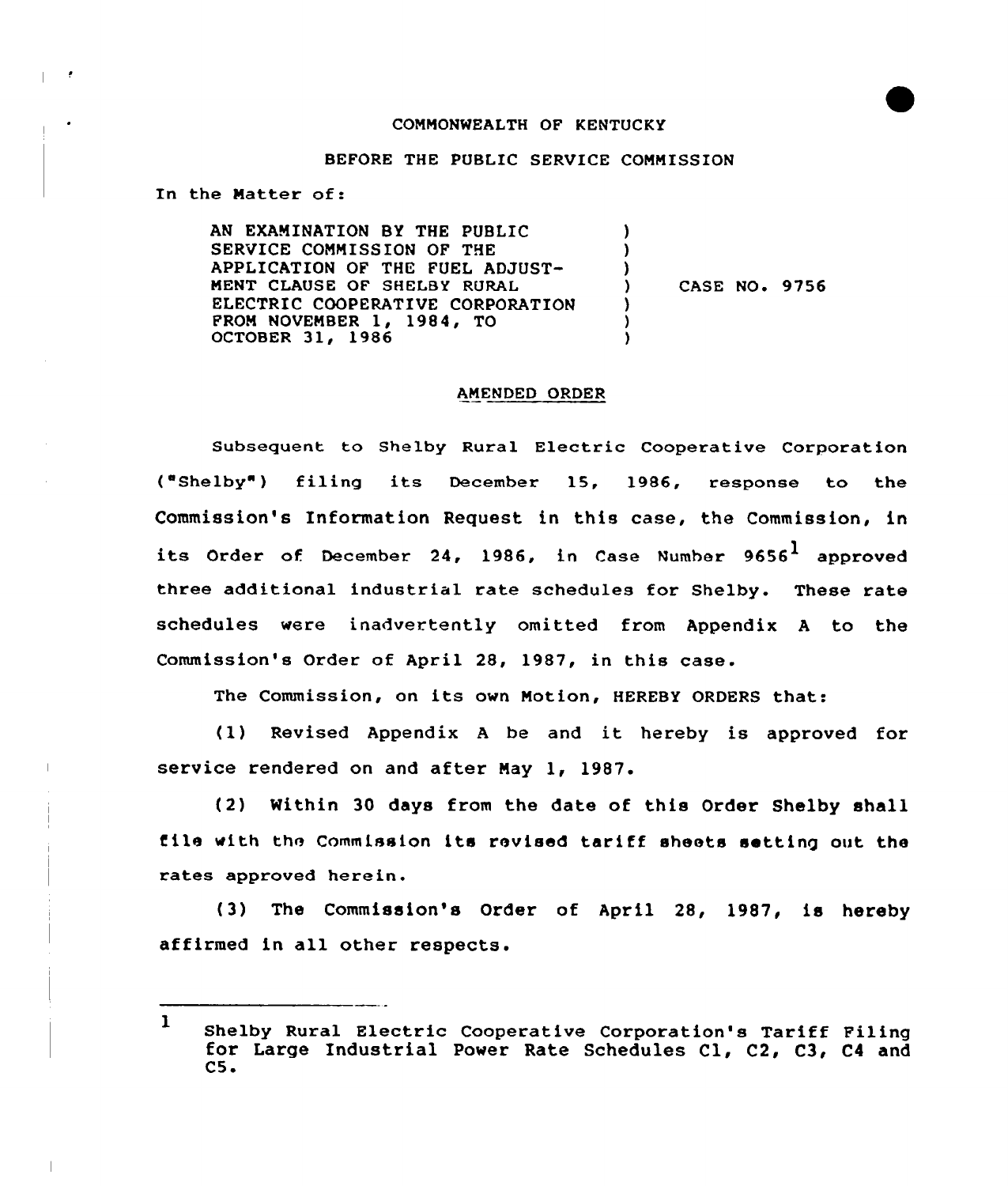COMMONWEALTH OF KENTUCKY

BEFORE THE PUBLIC SERVICE COMMISSION

In the Matter of:

AN EXAMINATION BY THE PUBLIC SERVICE COMMISSION OF THE APPLICATION OF THE FUEL ADJUSTMENT CLAUSE OF SHELBY RURAL ELECTRIC COOPERATIVE CORPORATION FROM NOVEMBER 1, 1984, TO OCTOBER 31, 1986 ) CASE NO. 9756

## AMENDED ORDER

Subsequent to Shelby Rural Electric Cooperative Corporation ("Shelby") filing its December 15, 1986, response to the Commission's Information Request in this case, the Commission, in its Order of December 24, 1986, in Case Number 9656[1] approved three additional industrial rate schedules for Shelby. These rate schedules were inadvertently omitted from Appendix A to the Commission's Order of April 28, 1987, in this case.

The Commission, on its own Motion, HEREBY ORDERS that:

(1) Revised Appendix A be and it hereby is approved for service rendered on and after May 1, 1987.

(2) Within 30 days from the date of this Order Shelby shall file with the Commission its revised tariff sheets setting out the rates approved herein.

(3) The Commission's Order of April 28, 1987, is hereby affirmed in all other respects.

---

[1] Shelby Rural Electric Cooperative Corporation's Tariff Filing for Large Industrial Power Rate Schedules C1, C2, C3, C4 and C5.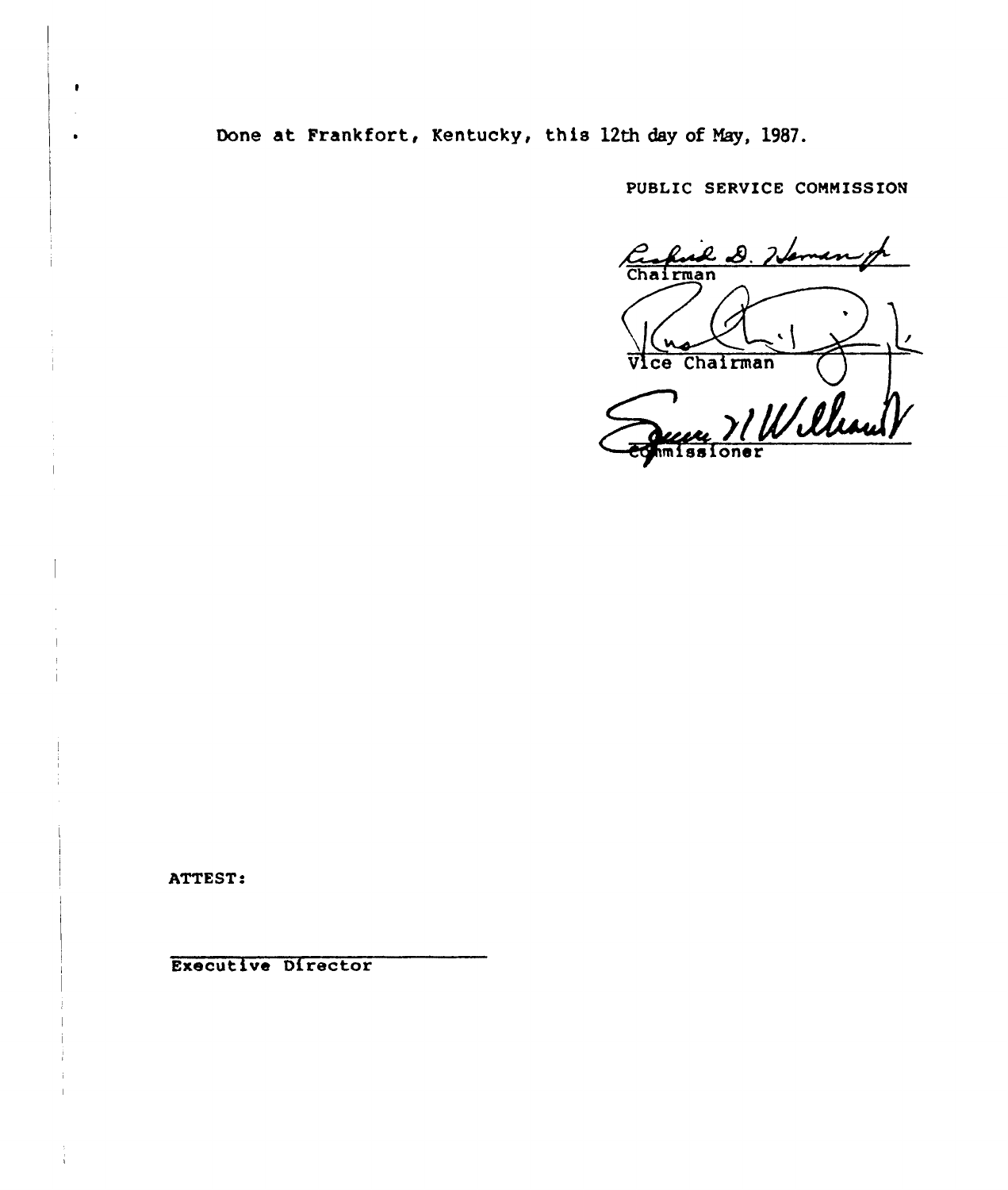Done at Frankfort, Kentucky, this 12th day of May, 1987.

PUBLIC SERVICE COMMISSION

Chairman

Vice Chairman

Commissioner

ATTEST:

Executive Director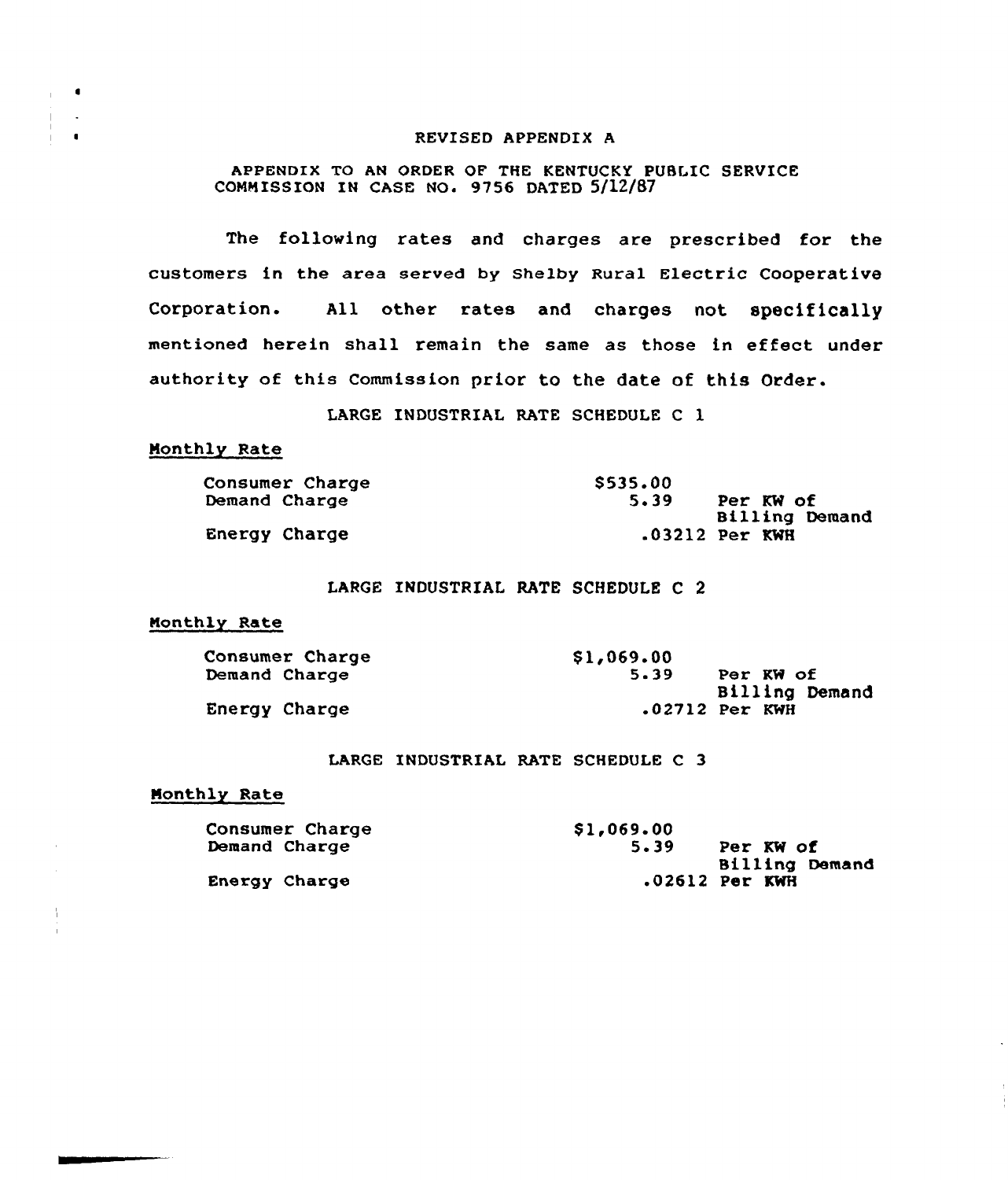# REVISED APPENDIX A

APPENDIX TO AN ORDER OF THE KENTUCKY PUBLIC SERVICE COMMISSION IN CASE NO. 9756 DATED 5/12/87

The following rates and charges are prescribed for the customers in the area served by Shelby Rural Electric Cooperative Corporation. All other rates and charges not specifically mentioned herein shall remain the same as those in effect under authority of this Commission prior to the date of this Order.

## LARGE INDUSTRIAL RATE SCHEDULE C 1

Monthly Rate

| | | |
|---|---|---|
| Consumer Charge | $535.00 | |
| Demand Charge | 5.39 | Per KW of Billing Demand |
| Energy Charge | .03212 | Per KWH |

## LARGE INDUSTRIAL RATE SCHEDULE C 2

Monthly Rate

| | | |
|---|---|---|
| Consumer Charge | $1,069.00 | |
| Demand Charge | 5.39 | Per KW of Billing Demand |
| Energy Charge | .02712 | Per KWH |

## LARGE INDUSTRIAL RATE SCHEDULE C 3

Monthly Rate

| | | |
|---|---|---|
| Consumer Charge | $1,069.00 | |
| Demand Charge | 5.39 | Per KW of Billing Demand |
| Energy Charge | .02612 | Per KWH |